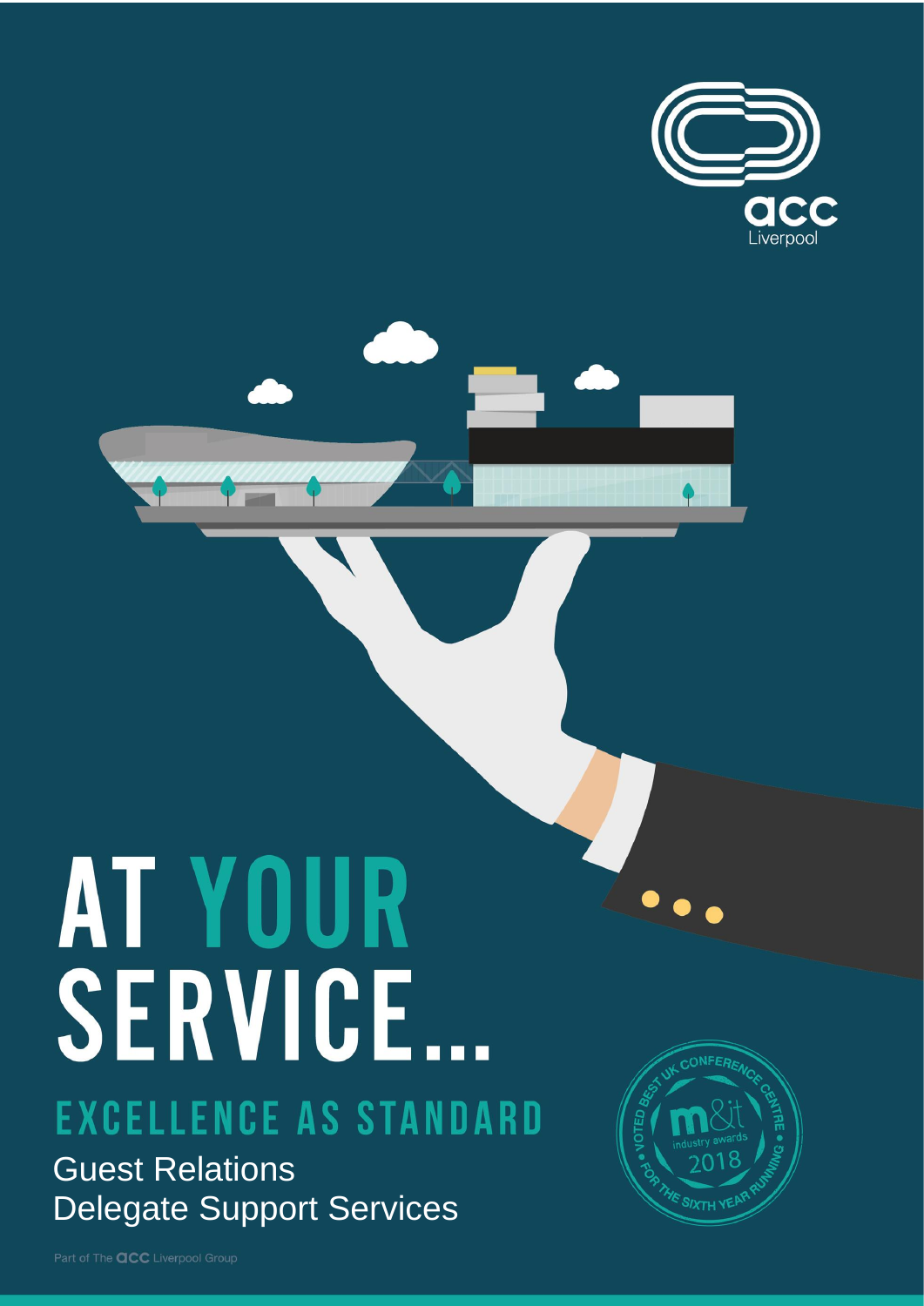acc Liverpool

# AT YOUR SERVICE...

## EXCELLENCE AS STANDARD

Guest Relations
Delegate Support Services

VOTED BEST UK CONFERENCE CENTRE FOR THE SIXTH YEAR RUNNING • m&it industry awards 2018

Part of The acc Liverpool Group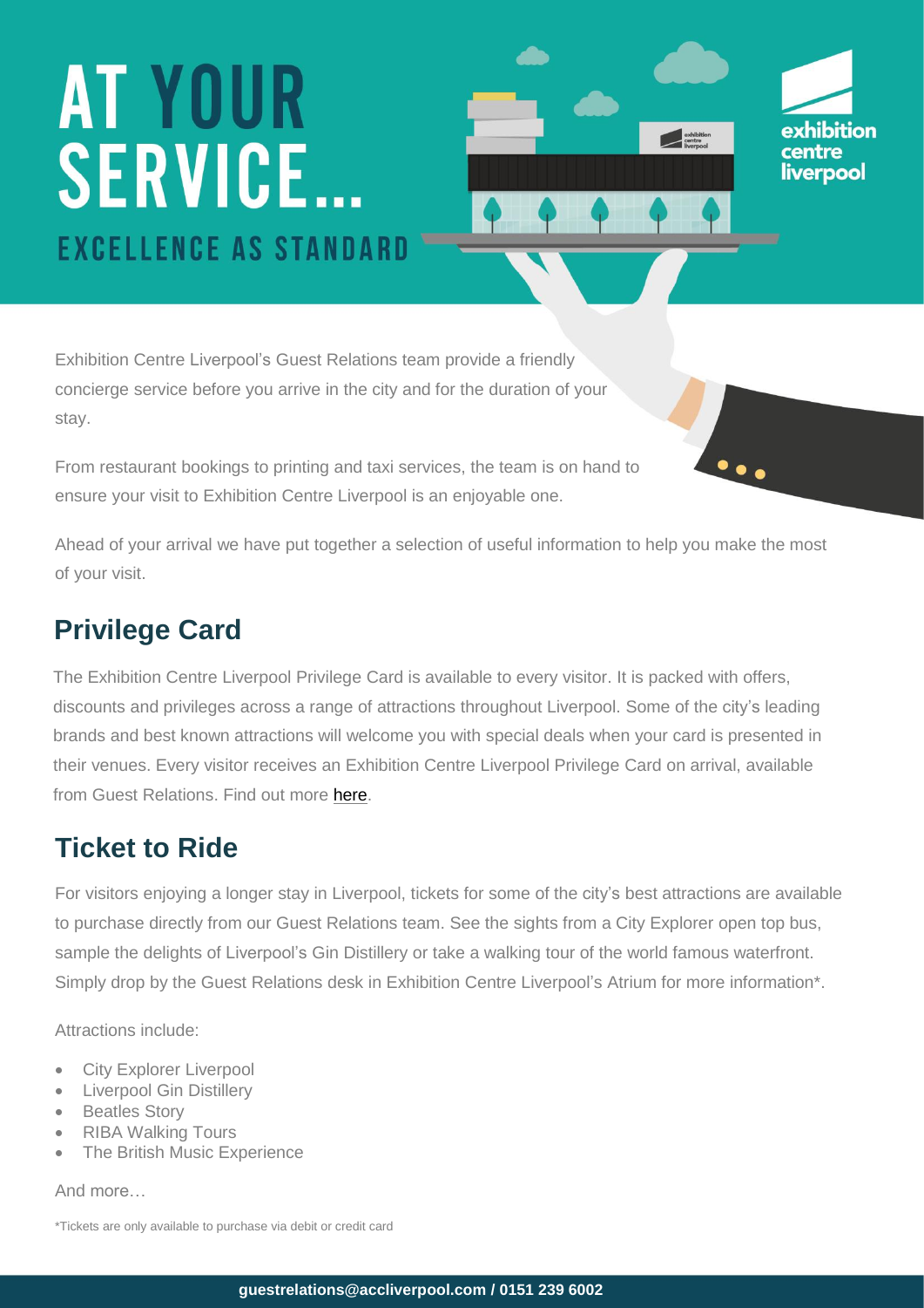# AT YOUR SERVICE...

## EXCELLENCE AS STANDARD

Exhibition Centre Liverpool's Guest Relations team provide a friendly concierge service before you arrive in the city and for the duration of your stay.

From restaurant bookings to printing and taxi services, the team is on hand to ensure your visit to Exhibition Centre Liverpool is an enjoyable one.

Ahead of your arrival we have put together a selection of useful information to help you make the most of your visit.

## Privilege Card

The Exhibition Centre Liverpool Privilege Card is available to every visitor. It is packed with offers, discounts and privileges across a range of attractions throughout Liverpool. Some of the city's leading brands and best known attractions will welcome you with special deals when your card is presented in their venues. Every visitor receives an Exhibition Centre Liverpool Privilege Card on arrival, available from Guest Relations. Find out more here.

## Ticket to Ride

For visitors enjoying a longer stay in Liverpool, tickets for some of the city's best attractions are available to purchase directly from our Guest Relations team. See the sights from a City Explorer open top bus, sample the delights of Liverpool's Gin Distillery or take a walking tour of the world famous waterfront. Simply drop by the Guest Relations desk in Exhibition Centre Liverpool's Atrium for more information*.

Attractions include:

- City Explorer Liverpool
- Liverpool Gin Distillery
- Beatles Story
- RIBA Walking Tours
- The British Music Experience

And more…

*Tickets are only available to purchase via debit or credit card

**guestrelations@accliverpool.com / 0151 239 6002**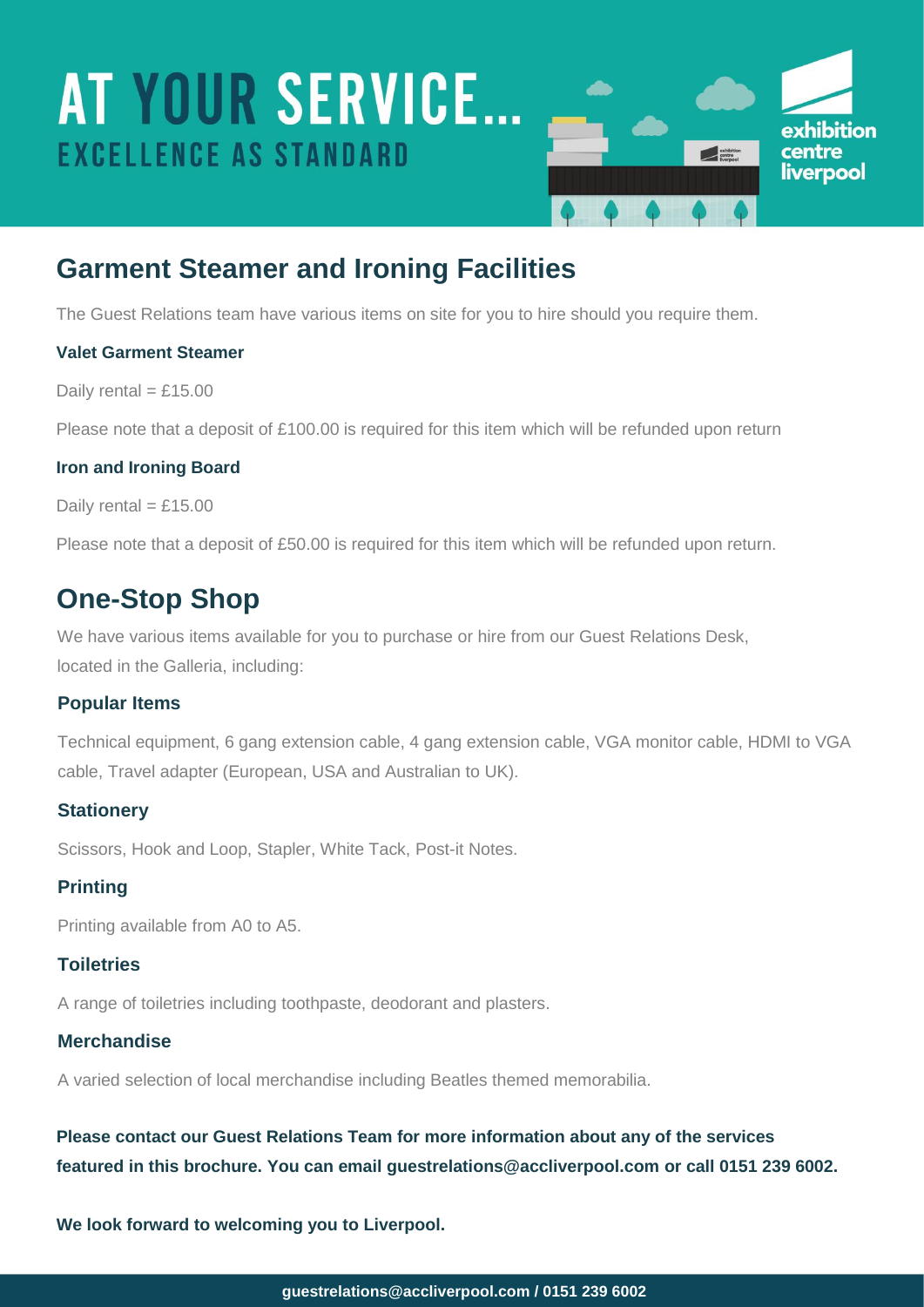# AT YOUR SERVICE...

EXCELLENCE AS STANDARD

exhibition centre liverpool

## Garment Steamer and Ironing Facilities

The Guest Relations team have various items on site for you to hire should you require them.

**Valet Garment Steamer**

Daily rental = £15.00

Please note that a deposit of £100.00 is required for this item which will be refunded upon return

**Iron and Ironing Board**

Daily rental = £15.00

Please note that a deposit of £50.00 is required for this item which will be refunded upon return.

## One-Stop Shop

We have various items available for you to purchase or hire from our Guest Relations Desk, located in the Galleria, including:

### Popular Items

Technical equipment, 6 gang extension cable, 4 gang extension cable, VGA monitor cable, HDMI to VGA cable, Travel adapter (European, USA and Australian to UK).

### Stationery

Scissors, Hook and Loop, Stapler, White Tack, Post-it Notes.

### Printing

Printing available from A0 to A5.

### Toiletries

A range of toiletries including toothpaste, deodorant and plasters.

### Merchandise

A varied selection of local merchandise including Beatles themed memorabilia.

**Please contact our Guest Relations Team for more information about any of the services featured in this brochure. You can email guestrelations@accliverpool.com or call 0151 239 6002.**

**We look forward to welcoming you to Liverpool.**

**guestrelations@accliverpool.com / 0151 239 6002**